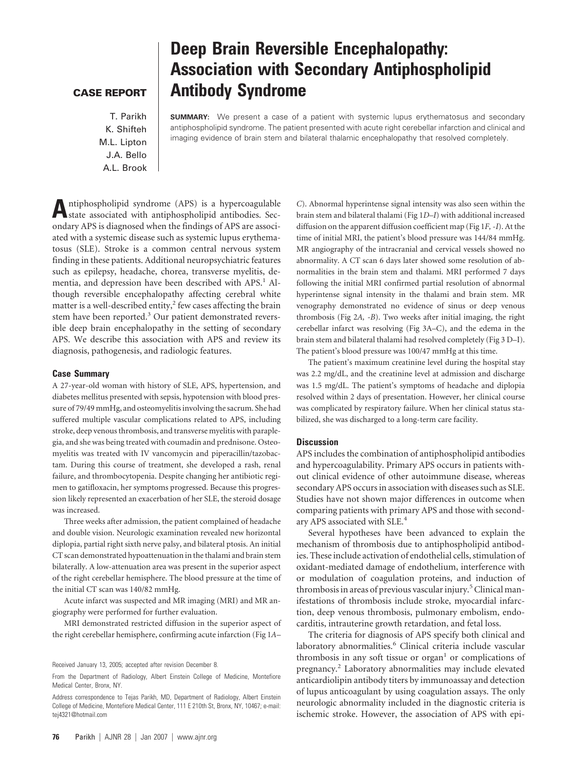## CASE REPORT

# Deep Brain Reversible Encephalopathy: Association with Secondary Antiphospholipid Antibody Syndrome

T. Parikh
K. Shifteh
M.L. Lipton
J.A. Bello
A.L. Brook

**SUMMARY:** We present a case of a patient with systemic lupus erythematosus and secondary antiphospholipid syndrome. The patient presented with acute right cerebellar infarction and clinical and imaging evidence of brain stem and bilateral thalamic encephalopathy that resolved completely.

Antiphospholipid syndrome (APS) is a hypercoagulable state associated with antiphospholipid antibodies. Secondary APS is diagnosed when the findings of APS are associated with a systemic disease such as systemic lupus erythematosus (SLE). Stroke is a common central nervous system finding in these patients. Additional neuropsychiatric features such as epilepsy, headache, chorea, transverse myelitis, dementia, and depression have been described with APS.[1] Although reversible encephalopathy affecting cerebral white matter is a well-described entity,[2] few cases affecting the brain stem have been reported.[3] Our patient demonstrated reversible deep brain encephalopathy in the setting of secondary APS. We describe this association with APS and review its diagnosis, pathogenesis, and radiologic features.

### Case Summary

A 27-year-old woman with history of SLE, APS, hypertension, and diabetes mellitus presented with sepsis, hypotension with blood pressure of 79/49 mmHg, and osteomyelitis involving the sacrum. She had suffered multiple vascular complications related to APS, including stroke, deep venous thrombosis, and transverse myelitis with paraplegia, and she was being treated with coumadin and prednisone. Osteomyelitis was treated with IV vancomycin and piperacillin/tazobactam. During this course of treatment, she developed a rash, renal failure, and thrombocytopenia. Despite changing her antibiotic regimen to gatifloxacin, her symptoms progressed. Because this progression likely represented an exacerbation of her SLE, the steroid dosage was increased.

Three weeks after admission, the patient complained of headache and double vision. Neurologic examination revealed new horizontal diplopia, partial right sixth nerve palsy, and bilateral ptosis. An initial CT scan demonstrated hypoattenuation in the thalami and brain stem bilaterally. A low-attenuation area was present in the superior aspect of the right cerebellar hemisphere. The blood pressure at the time of the initial CT scan was 140/82 mmHg.

Acute infarct was suspected and MR imaging (MRI) and MR angiography were performed for further evaluation.

MRI demonstrated restricted diffusion in the superior aspect of the right cerebellar hemisphere, confirming acute infarction (Fig 1*A*–*C*). Abnormal hyperintense signal intensity was also seen within the brain stem and bilateral thalami (Fig 1*D*–*I*) with additional increased diffusion on the apparent diffusion coefficient map (Fig 1*F*, -*I*). At the time of initial MRI, the patient's blood pressure was 144/84 mmHg. MR angiography of the intracranial and cervical vessels showed no abnormality. A CT scan 6 days later showed some resolution of abnormalities in the brain stem and thalami. MRI performed 7 days following the initial MRI confirmed partial resolution of abnormal hyperintense signal intensity in the thalami and brain stem. MR venography demonstrated no evidence of sinus or deep venous thrombosis (Fig 2*A*, -*B*). Two weeks after initial imaging, the right cerebellar infarct was resolving (Fig 3A–C), and the edema in the brain stem and bilateral thalami had resolved completely (Fig 3 D–I). The patient's blood pressure was 100/47 mmHg at this time.

The patient's maximum creatinine level during the hospital stay was 2.2 mg/dL, and the creatinine level at admission and discharge was 1.5 mg/dL. The patient's symptoms of headache and diplopia resolved within 2 days of presentation. However, her clinical course was complicated by respiratory failure. When her clinical status stabilized, she was discharged to a long-term care facility.

### Discussion

APS includes the combination of antiphospholipid antibodies and hypercoagulability. Primary APS occurs in patients without clinical evidence of other autoimmune disease, whereas secondary APS occurs in association with diseases such as SLE. Studies have not shown major differences in outcome when comparing patients with primary APS and those with secondary APS associated with SLE.[4]

Several hypotheses have been advanced to explain the mechanism of thrombosis due to antiphospholipid antibodies. These include activation of endothelial cells, stimulation of oxidant-mediated damage of endothelium, interference with or modulation of coagulation proteins, and induction of thrombosis in areas of previous vascular injury.[5] Clinical manifestations of thrombosis include stroke, myocardial infarction, deep venous thrombosis, pulmonary embolism, endocarditis, intrauterine growth retardation, and fetal loss.

The criteria for diagnosis of APS specify both clinical and laboratory abnormalities.[6] Clinical criteria include vascular thrombosis in any soft tissue or organ[1] or complications of pregnancy.[2] Laboratory abnormalities may include elevated anticardiolipin antibody titers by immunoassay and detection of lupus anticoagulant by using coagulation assays. The only neurologic abnormality included in the diagnostic criteria is ischemic stroke. However, the association of APS with epi-

Received January 13, 2005; accepted after revision December 8.

From the Department of Radiology, Albert Einstein College of Medicine, Montefiore Medical Center, Bronx, NY.

Address correspondence to Tejas Parikh, MD, Department of Radiology, Albert Einstein College of Medicine, Montefiore Medical Center, 111 E 210th St, Bronx, NY, 10467; e-mail: tej4321@hotmail.com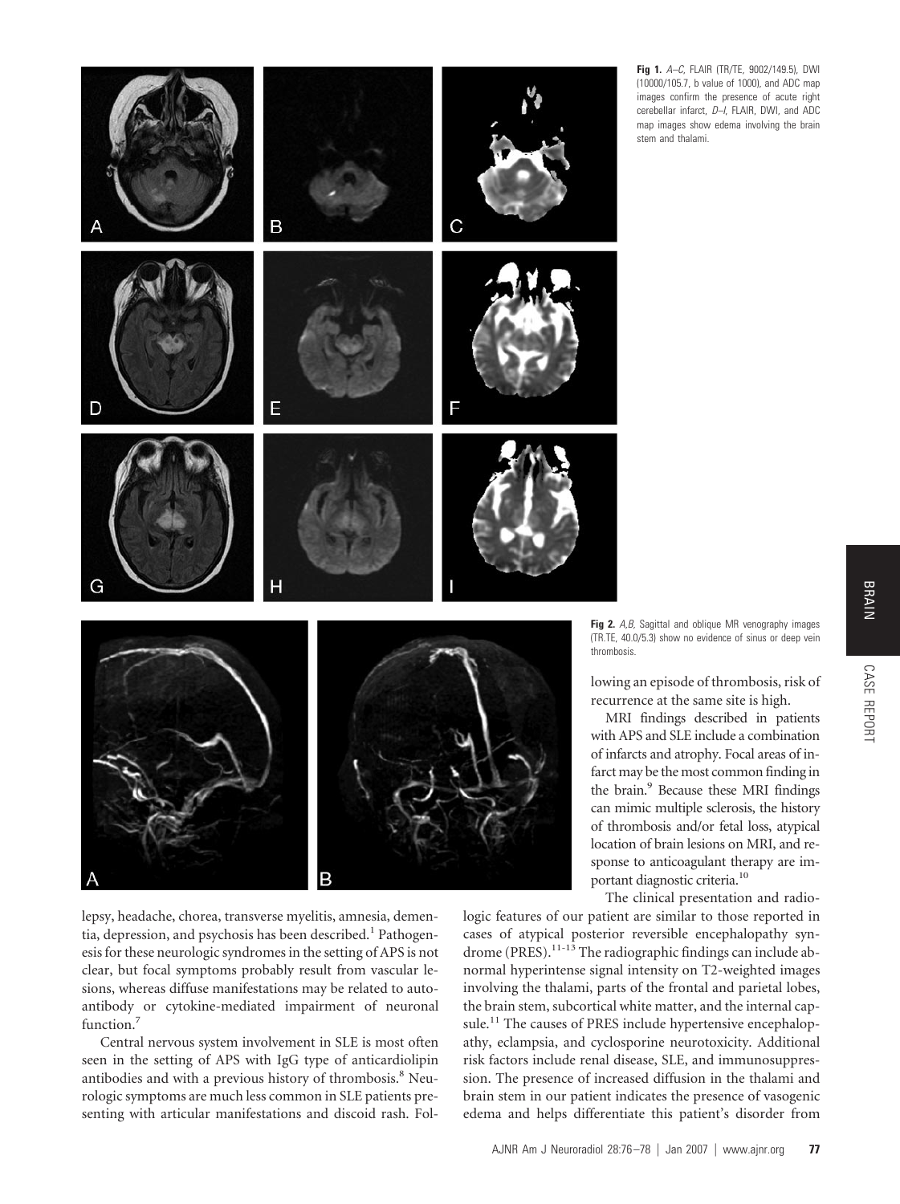**Fig 1.** *A–C*, FLAIR (TR/TE, 9002/149.5), DWI (10000/105.7, b value of 1000), and ADC map images confirm the presence of acute right cerebellar infarct, *D–I*, FLAIR, DWI, and ADC map images show edema involving the brain stem and thalami.

**Fig 2.** *A,B,* Sagittal and oblique MR venography images (TR.TE, 40.0/5.3) show no evidence of sinus or deep vein thrombosis.

lepsy, headache, chorea, transverse myelitis, amnesia, dementia, depression, and psychosis has been described.[1] Pathogenesis for these neurologic syndromes in the setting of APS is not clear, but focal symptoms probably result from vascular lesions, whereas diffuse manifestations may be related to autoantibody or cytokine-mediated impairment of neuronal function.[7]

Central nervous system involvement in SLE is most often seen in the setting of APS with IgG type of anticardiolipin antibodies and with a previous history of thrombosis.[8] Neurologic symptoms are much less common in SLE patients presenting with articular manifestations and discoid rash. Following an episode of thrombosis, risk of recurrence at the same site is high.

MRI findings described in patients with APS and SLE include a combination of infarcts and atrophy. Focal areas of infarct may be the most common finding in the brain.[9] Because these MRI findings can mimic multiple sclerosis, the history of thrombosis and/or fetal loss, atypical location of brain lesions on MRI, and response to anticoagulant therapy are important diagnostic criteria.[10]

The clinical presentation and radiologic features of our patient are similar to those reported in cases of atypical posterior reversible encephalopathy syndrome (PRES).[11-13] The radiographic findings can include abnormal hyperintense signal intensity on T2-weighted images involving the thalami, parts of the frontal and parietal lobes, the brain stem, subcortical white matter, and the internal capsule.[11] The causes of PRES include hypertensive encephalopathy, eclampsia, and cyclosporine neurotoxicity. Additional risk factors include renal disease, SLE, and immunosuppression. The presence of increased diffusion in the thalami and brain stem in our patient indicates the presence of vasogenic edema and helps differentiate this patient's disorder from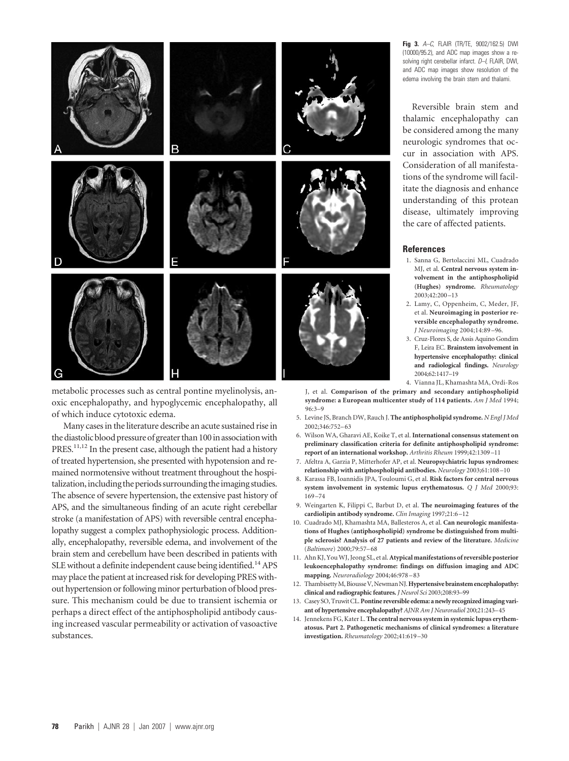**Fig 3.** *A–C*, FLAIR (TR/TE, 9002/162.5) DWI (10000/95.2), and ADC map images show a resolving right cerebellar infarct. *D–I*, FLAIR, DWI, and ADC map images show resolution of the edema involving the brain stem and thalami.

metabolic processes such as central pontine myelinolysis, anoxic encephalopathy, and hypoglycemic encephalopathy, all of which induce cytotoxic edema.

Many cases in the literature describe an acute sustained rise in the diastolic blood pressure of greater than 100 in association with PRES.[11,12] In the present case, although the patient had a history of treated hypertension, she presented with hypotension and remained normotensive without treatment throughout the hospitalization, including the periods surrounding the imaging studies. The absence of severe hypertension, the extensive past history of APS, and the simultaneous finding of an acute right cerebellar stroke (a manifestation of APS) with reversible central encephalopathy suggest a complex pathophysiologic process. Additionally, encephalopathy, reversible edema, and involvement of the brain stem and cerebellum have been described in patients with SLE without a definite independent cause being identified.[14] APS may place the patient at increased risk for developing PRES without hypertension or following minor perturbation of blood pressure. This mechanism could be due to transient ischemia or perhaps a direct effect of the antiphospholipid antibody causing increased vascular permeability or activation of vasoactive substances.

Reversible brain stem and thalamic encephalopathy can be considered among the many neurologic syndromes that occur in association with APS. Consideration of all manifestations of the syndrome will facilitate the diagnosis and enhance understanding of this protean disease, ultimately improving the care of affected patients.

## References

1. Sanna G, Bertolaccini ML, Cuadrado MJ, et al. **Central nervous system involvement in the antiphospholipid (Hughes) syndrome.** *Rheumatology* 2003;42:200–13
2. Lamy, C, Oppenheim, C, Meder, JF, et al. **Neuroimaging in posterior reversible encephalopathy syndrome.** *J Neuroimaging* 2004;14:89–96.
3. Cruz-Flores S, de Assis Aquino Gondim F, Leira EC. **Brainstem involvement in hypertensive encephalopathy: clinical and radiological findings.** *Neurology* 2004;62:1417–19
4. Vianna JL, Khamashta MA, Ordi-Ros J, et al. **Comparison of the primary and secondary antiphospholipid syndrome: a European multicenter study of 114 patients.** *Am J Med* 1994; 96:3–9
5. Levine JS, Branch DW, Rauch J. **The antiphospholipid syndrome.** *N Engl J Med* 2002;346:752–63
6. Wilson WA, Gharavi AE, Koike T, et al. **International consensus statement on preliminary classification criteria for definite antiphospholipid syndrome: report of an international workshop.** *Arthritis Rheum* 1999;42:1309–11
7. Afeltra A, Garzia P, Mitterhofer AP, et al. **Neuropsychiatric lupus syndromes: relationship with antiphospholipid antibodies.** *Neurology* 2003;61:108–10
8. Karassa FB, Ioannidis JPA, Touloumi G, et al. **Risk factors for central nervous system involvement in systemic lupus erythematosus.** *Q J Med* 2000;93: 169–74
9. Weingarten K, Filippi C, Barbut D, et al. **The neuroimaging features of the cardiolipin antibody syndrome.** *Clin Imaging* 1997;21:6–12
10. Cuadrado MJ, Khamashta MA, Ballesteros A, et al. **Can neurologic manifestations of Hughes (antiphospholipid) syndrome be distinguished from multiple sclerosis? Analysis of 27 patients and review of the literature.** *Medicine (Baltimore)* 2000;79:57–68
11. Ahn KJ, You WJ, Jeong SL, et al. **Atypical manifestations of reversible posterior leukoencephalopathy syndrome: findings on diffusion imaging and ADC mapping.** *Neuroradiology* 2004;46:978–83
12. Thambisetty M, Biousse V, Newman NJ. **Hypertensive brainstem encephalopathy: clinical and radiographic features.** *J Neurol Sci* 2003;208:93–99
13. Casey SO, Truwit CL. **Pontine reversible edema: a newly recognized imaging variant of hypertensive encephalopathy?** *AJNR Am J Neuroradiol* 200;21:243–45
14. Jennekens FG, Kater L. **The central nervous system in systemic lupus erythematosus. Part 2. Pathogenetic mechanisms of clinical syndromes: a literature investigation.** *Rheumatology* 2002;41:619–30